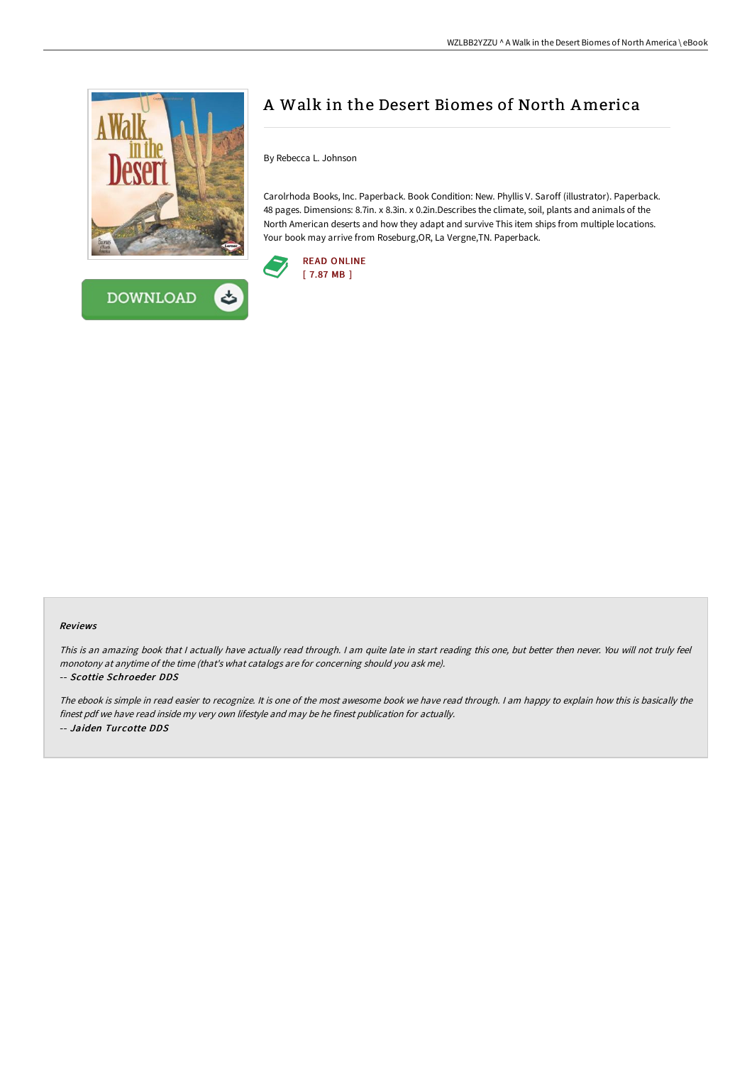# A Walk in the Desert Biomes of North America

By Rebecca L. Johnson

Carolrhoda Books, Inc. Paperback. Book Condition: New. Phyllis V. Saroff (illustrator). Paperback. 48 pages. Dimensions: 8.7in. x 8.3in. x 0.2in.Describes the climate, soil, plants and animals of the North American deserts and how they adapt and survive This item ships from multiple locations. Your book may arrive from Roseburg,OR, La Vergne,TN. Paperback.

READ ONLINE
[ 7.87 MB ]

DOWNLOAD

### Reviews

*This is an amazing book that I actually have actually read through. I am quite late in start reading this one, but better then never. You will not truly feel monotony at anytime of the time (that's what catalogs are for concerning should you ask me).*

*-- Scottie Schroeder DDS*

*The ebook is simple in read easier to recognize. It is one of the most awesome book we have read through. I am happy to explain how this is basically the finest pdf we have read inside my very own lifestyle and may be he finest publication for actually.*

*-- Jaiden Turcotte DDS*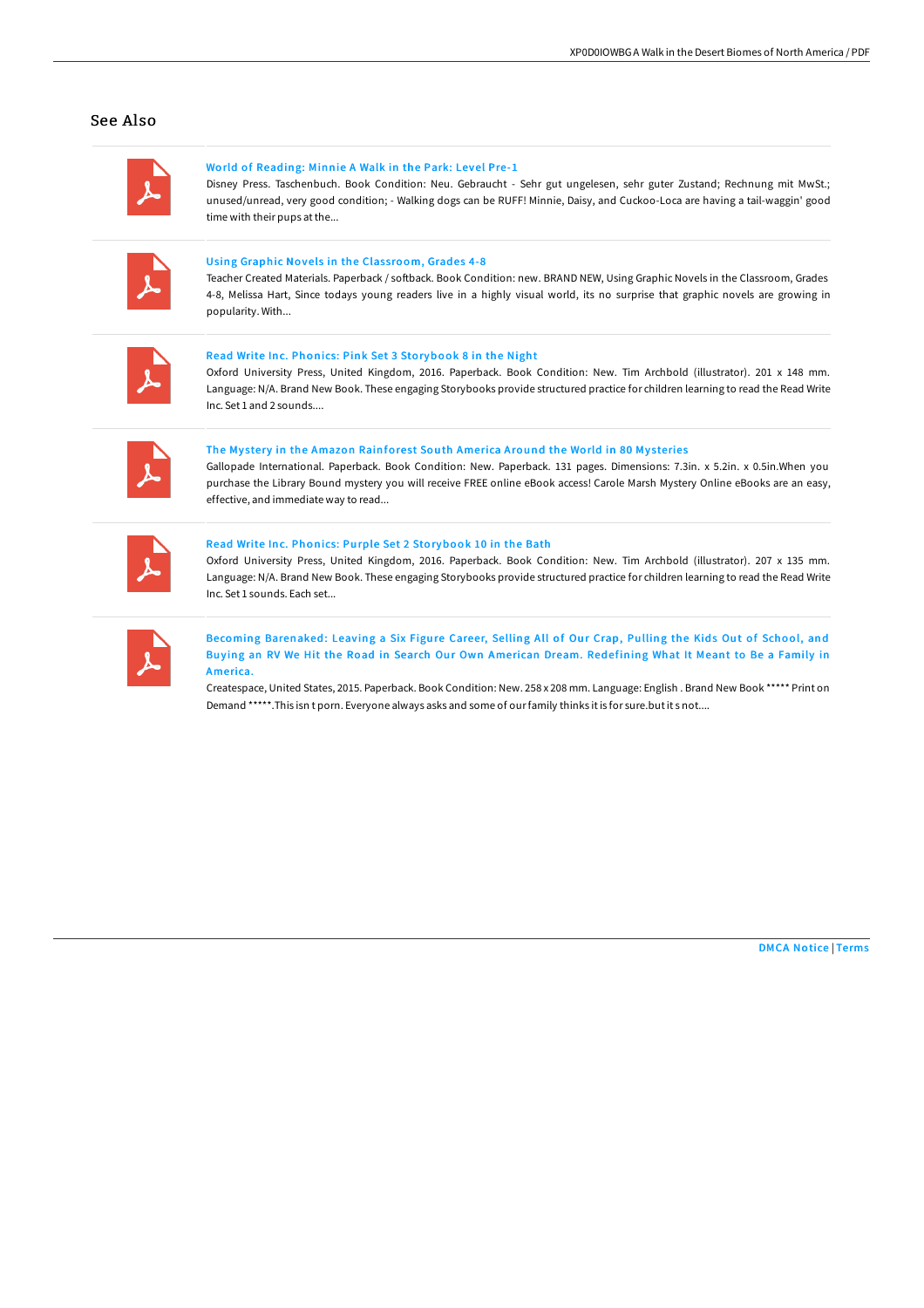## See Also

### World of Reading: Minnie A Walk in the Park: Level Pre-1

Disney Press. Taschenbuch. Book Condition: Neu. Gebraucht - Sehr gut ungelesen, sehr guter Zustand; Rechnung mit MwSt.; unused/unread, very good condition; - Walking dogs can be RUFF! Minnie, Daisy, and Cuckoo-Loca are having a tail-waggin' good time with their pups at the...

### Using Graphic Novels in the Classroom, Grades 4-8

Teacher Created Materials. Paperback / softback. Book Condition: new. BRAND NEW, Using Graphic Novels in the Classroom, Grades 4-8, Melissa Hart, Since todays young readers live in a highly visual world, its no surprise that graphic novels are growing in popularity. With...

### Read Write Inc. Phonics: Pink Set 3 Storybook 8 in the Night

Oxford University Press, United Kingdom, 2016. Paperback. Book Condition: New. Tim Archbold (illustrator). 201 x 148 mm. Language: N/A. Brand New Book. These engaging Storybooks provide structured practice for children learning to read the Read Write Inc. Set 1 and 2 sounds....

### The Mystery in the Amazon Rainforest South America Around the World in 80 Mysteries

Gallopade International. Paperback. Book Condition: New. Paperback. 131 pages. Dimensions: 7.3in. x 5.2in. x 0.5in.When you purchase the Library Bound mystery you will receive FREE online eBook access! Carole Marsh Mystery Online eBooks are an easy, effective, and immediate way to read...

### Read Write Inc. Phonics: Purple Set 2 Storybook 10 in the Bath

Oxford University Press, United Kingdom, 2016. Paperback. Book Condition: New. Tim Archbold (illustrator). 207 x 135 mm. Language: N/A. Brand New Book. These engaging Storybooks provide structured practice for children learning to read the Read Write Inc. Set 1 sounds. Each set...

### Becoming Barenaked: Leaving a Six Figure Career, Selling All of Our Crap, Pulling the Kids Out of School, and Buying an RV We Hit the Road in Search Our Own American Dream. Redefining What It Meant to Be a Family in America.

Createspace, United States, 2015. Paperback. Book Condition: New. 258 x 208 mm. Language: English . Brand New Book ***** Print on Demand *****.This isn t porn. Everyone always asks and some of our family thinks it is for sure.but it s not....

DMCA Notice | Terms